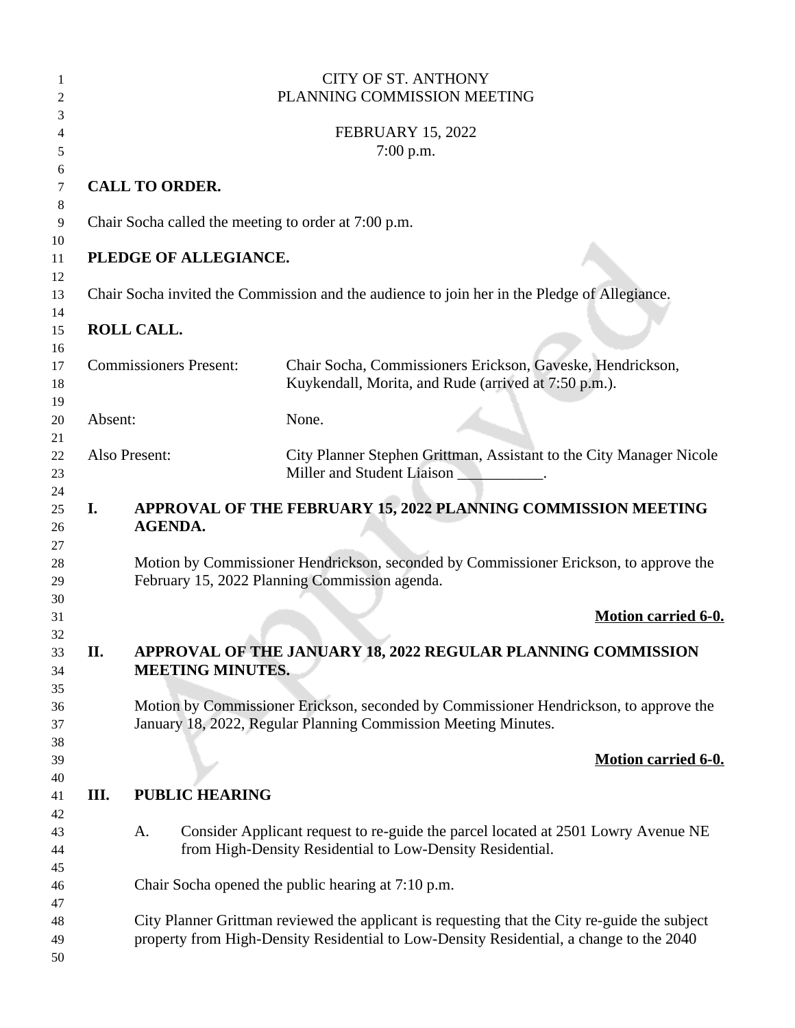CITY OF ST. ANTHONY
PLANNING COMMISSION MEETING

FEBRUARY 15, 2022
7:00 p.m.

**CALL TO ORDER.**

Chair Socha called the meeting to order at 7:00 p.m.

**PLEDGE OF ALLEGIANCE.**

Chair Socha invited the Commission and the audience to join her in the Pledge of Allegiance.

**ROLL CALL.**

| | |
|---|---|
| Commissioners Present: | Chair Socha, Commissioners Erickson, Gaveske, Hendrickson, Kuykendall, Morita, and Rude (arrived at 7:50 p.m.). |
| Absent: | None. |
| Also Present: | City Planner Stephen Grittman, Assistant to the City Manager Nicole Miller and Student Liaison ___________. |

**I. APPROVAL OF THE FEBRUARY 15, 2022 PLANNING COMMISSION MEETING AGENDA.**

Motion by Commissioner Hendrickson, seconded by Commissioner Erickson, to approve the February 15, 2022 Planning Commission agenda.

**Motion carried 6-0.**

**II. APPROVAL OF THE JANUARY 18, 2022 REGULAR PLANNING COMMISSION MEETING MINUTES.**

Motion by Commissioner Erickson, seconded by Commissioner Hendrickson, to approve the January 18, 2022, Regular Planning Commission Meeting Minutes.

**Motion carried 6-0.**

**III. PUBLIC HEARING**

A. Consider Applicant request to re-guide the parcel located at 2501 Lowry Avenue NE from High-Density Residential to Low-Density Residential.

Chair Socha opened the public hearing at 7:10 p.m.

City Planner Grittman reviewed the applicant is requesting that the City re-guide the subject property from High-Density Residential to Low-Density Residential, a change to the 2040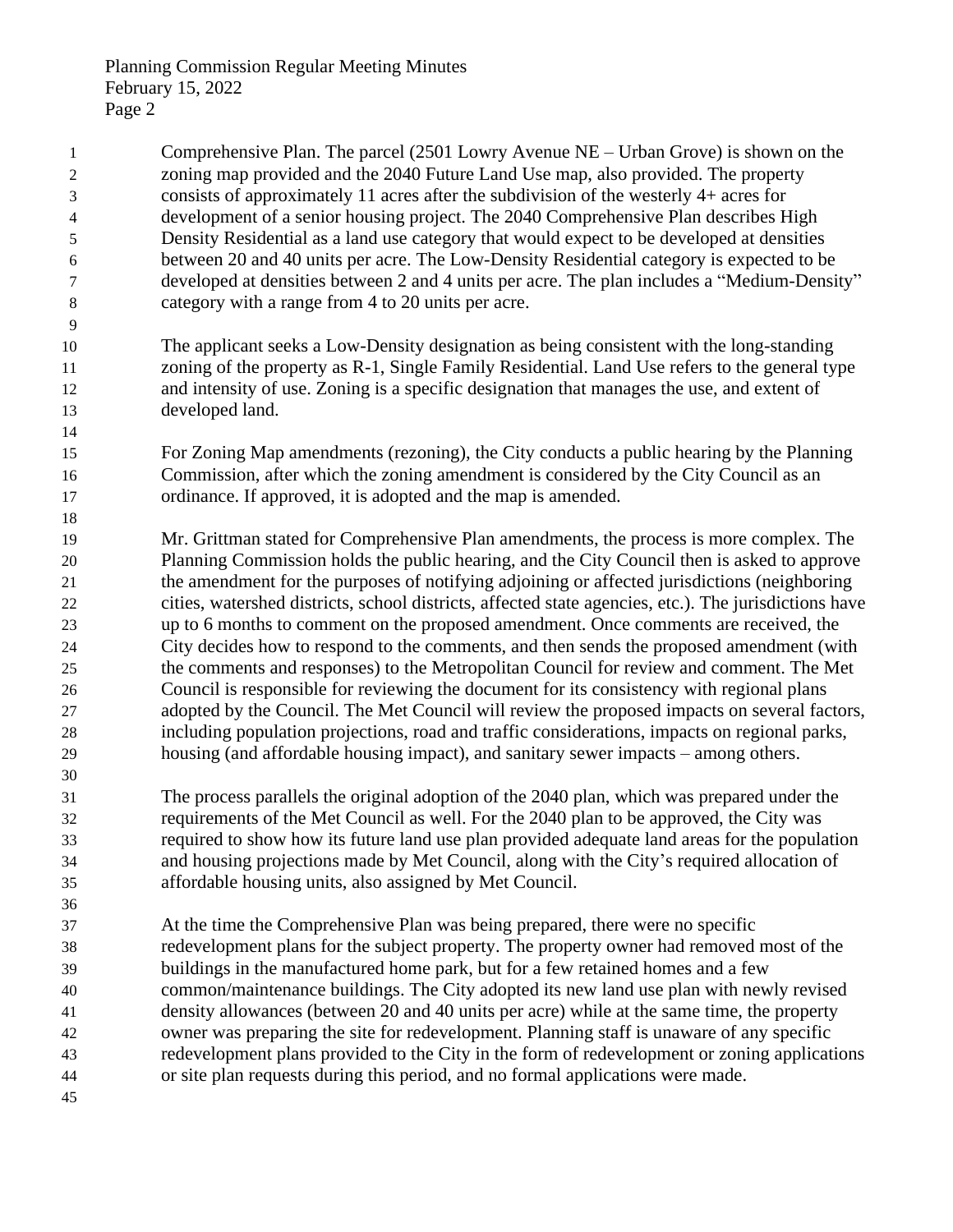Comprehensive Plan. The parcel (2501 Lowry Avenue NE – Urban Grove) is shown on the zoning map provided and the 2040 Future Land Use map, also provided. The property consists of approximately 11 acres after the subdivision of the westerly 4+ acres for development of a senior housing project. The 2040 Comprehensive Plan describes High Density Residential as a land use category that would expect to be developed at densities between 20 and 40 units per acre. The Low-Density Residential category is expected to be developed at densities between 2 and 4 units per acre. The plan includes a "Medium-Density" category with a range from 4 to 20 units per acre.

The applicant seeks a Low-Density designation as being consistent with the long-standing zoning of the property as R-1, Single Family Residential. Land Use refers to the general type and intensity of use. Zoning is a specific designation that manages the use, and extent of developed land.

For Zoning Map amendments (rezoning), the City conducts a public hearing by the Planning Commission, after which the zoning amendment is considered by the City Council as an ordinance. If approved, it is adopted and the map is amended.

Mr. Grittman stated for Comprehensive Plan amendments, the process is more complex. The Planning Commission holds the public hearing, and the City Council then is asked to approve the amendment for the purposes of notifying adjoining or affected jurisdictions (neighboring cities, watershed districts, school districts, affected state agencies, etc.). The jurisdictions have up to 6 months to comment on the proposed amendment. Once comments are received, the City decides how to respond to the comments, and then sends the proposed amendment (with the comments and responses) to the Metropolitan Council for review and comment. The Met Council is responsible for reviewing the document for its consistency with regional plans adopted by the Council. The Met Council will review the proposed impacts on several factors, including population projections, road and traffic considerations, impacts on regional parks, housing (and affordable housing impact), and sanitary sewer impacts – among others.

The process parallels the original adoption of the 2040 plan, which was prepared under the requirements of the Met Council as well. For the 2040 plan to be approved, the City was required to show how its future land use plan provided adequate land areas for the population and housing projections made by Met Council, along with the City's required allocation of affordable housing units, also assigned by Met Council.

At the time the Comprehensive Plan was being prepared, there were no specific redevelopment plans for the subject property. The property owner had removed most of the buildings in the manufactured home park, but for a few retained homes and a few common/maintenance buildings. The City adopted its new land use plan with newly revised density allowances (between 20 and 40 units per acre) while at the same time, the property owner was preparing the site for redevelopment. Planning staff is unaware of any specific redevelopment plans provided to the City in the form of redevelopment or zoning applications or site plan requests during this period, and no formal applications were made.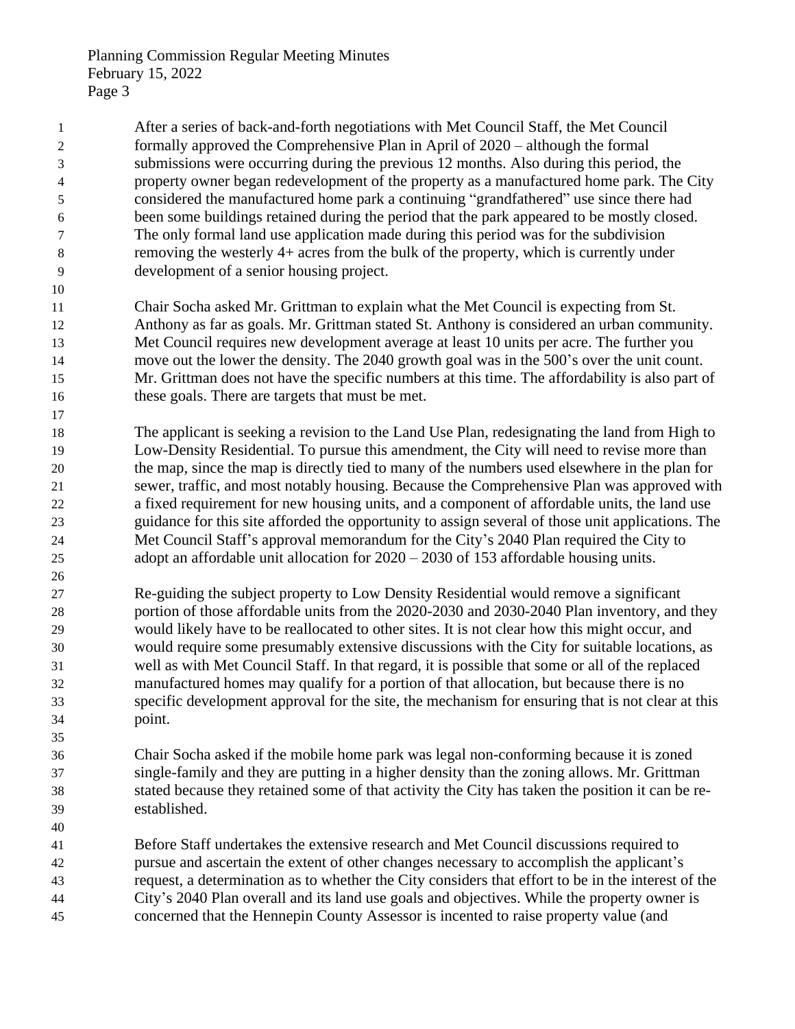After a series of back-and-forth negotiations with Met Council Staff, the Met Council formally approved the Comprehensive Plan in April of 2020 – although the formal submissions were occurring during the previous 12 months. Also during this period, the property owner began redevelopment of the property as a manufactured home park. The City considered the manufactured home park a continuing "grandfathered" use since there had been some buildings retained during the period that the park appeared to be mostly closed. The only formal land use application made during this period was for the subdivision removing the westerly 4+ acres from the bulk of the property, which is currently under development of a senior housing project.

Chair Socha asked Mr. Grittman to explain what the Met Council is expecting from St. Anthony as far as goals. Mr. Grittman stated St. Anthony is considered an urban community. Met Council requires new development average at least 10 units per acre. The further you move out the lower the density. The 2040 growth goal was in the 500's over the unit count. Mr. Grittman does not have the specific numbers at this time. The affordability is also part of these goals. There are targets that must be met.

The applicant is seeking a revision to the Land Use Plan, redesignating the land from High to Low-Density Residential. To pursue this amendment, the City will need to revise more than the map, since the map is directly tied to many of the numbers used elsewhere in the plan for sewer, traffic, and most notably housing. Because the Comprehensive Plan was approved with a fixed requirement for new housing units, and a component of affordable units, the land use guidance for this site afforded the opportunity to assign several of those unit applications. The Met Council Staff's approval memorandum for the City's 2040 Plan required the City to adopt an affordable unit allocation for 2020 – 2030 of 153 affordable housing units.

Re-guiding the subject property to Low Density Residential would remove a significant portion of those affordable units from the 2020-2030 and 2030-2040 Plan inventory, and they would likely have to be reallocated to other sites. It is not clear how this might occur, and would require some presumably extensive discussions with the City for suitable locations, as well as with Met Council Staff. In that regard, it is possible that some or all of the replaced manufactured homes may qualify for a portion of that allocation, but because there is no specific development approval for the site, the mechanism for ensuring that is not clear at this point.

Chair Socha asked if the mobile home park was legal non-conforming because it is zoned single-family and they are putting in a higher density than the zoning allows. Mr. Grittman stated because they retained some of that activity the City has taken the position it can be re-established.

Before Staff undertakes the extensive research and Met Council discussions required to pursue and ascertain the extent of other changes necessary to accomplish the applicant's request, a determination as to whether the City considers that effort to be in the interest of the City's 2040 Plan overall and its land use goals and objectives. While the property owner is concerned that the Hennepin County Assessor is incented to raise property value (and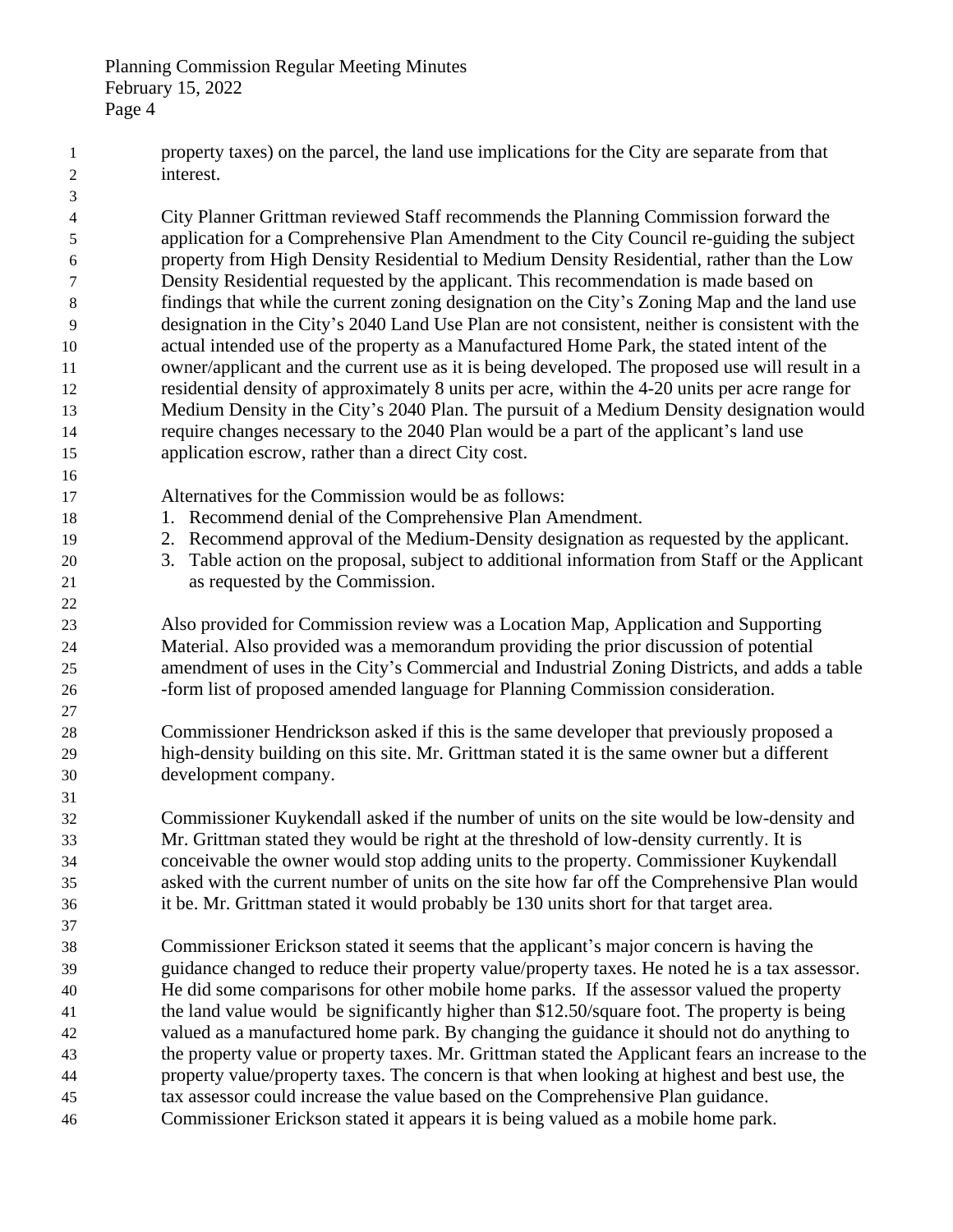property taxes) on the parcel, the land use implications for the City are separate from that interest.

City Planner Grittman reviewed Staff recommends the Planning Commission forward the application for a Comprehensive Plan Amendment to the City Council re-guiding the subject property from High Density Residential to Medium Density Residential, rather than the Low Density Residential requested by the applicant. This recommendation is made based on findings that while the current zoning designation on the City's Zoning Map and the land use designation in the City's 2040 Land Use Plan are not consistent, neither is consistent with the actual intended use of the property as a Manufactured Home Park, the stated intent of the owner/applicant and the current use as it is being developed. The proposed use will result in a residential density of approximately 8 units per acre, within the 4-20 units per acre range for Medium Density in the City's 2040 Plan. The pursuit of a Medium Density designation would require changes necessary to the 2040 Plan would be a part of the applicant's land use application escrow, rather than a direct City cost.

Alternatives for the Commission would be as follows:

1. Recommend denial of the Comprehensive Plan Amendment.
2. Recommend approval of the Medium-Density designation as requested by the applicant.
3. Table action on the proposal, subject to additional information from Staff or the Applicant as requested by the Commission.

Also provided for Commission review was a Location Map, Application and Supporting Material. Also provided was a memorandum providing the prior discussion of potential amendment of uses in the City's Commercial and Industrial Zoning Districts, and adds a table -form list of proposed amended language for Planning Commission consideration.

Commissioner Hendrickson asked if this is the same developer that previously proposed a high-density building on this site. Mr. Grittman stated it is the same owner but a different development company.

Commissioner Kuykendall asked if the number of units on the site would be low-density and Mr. Grittman stated they would be right at the threshold of low-density currently. It is conceivable the owner would stop adding units to the property. Commissioner Kuykendall asked with the current number of units on the site how far off the Comprehensive Plan would it be. Mr. Grittman stated it would probably be 130 units short for that target area.

Commissioner Erickson stated it seems that the applicant's major concern is having the guidance changed to reduce their property value/property taxes. He noted he is a tax assessor. He did some comparisons for other mobile home parks. If the assessor valued the property the land value would be significantly higher than $12.50/square foot. The property is being valued as a manufactured home park. By changing the guidance it should not do anything to the property value or property taxes. Mr. Grittman stated the Applicant fears an increase to the property value/property taxes. The concern is that when looking at highest and best use, the tax assessor could increase the value based on the Comprehensive Plan guidance. Commissioner Erickson stated it appears it is being valued as a mobile home park.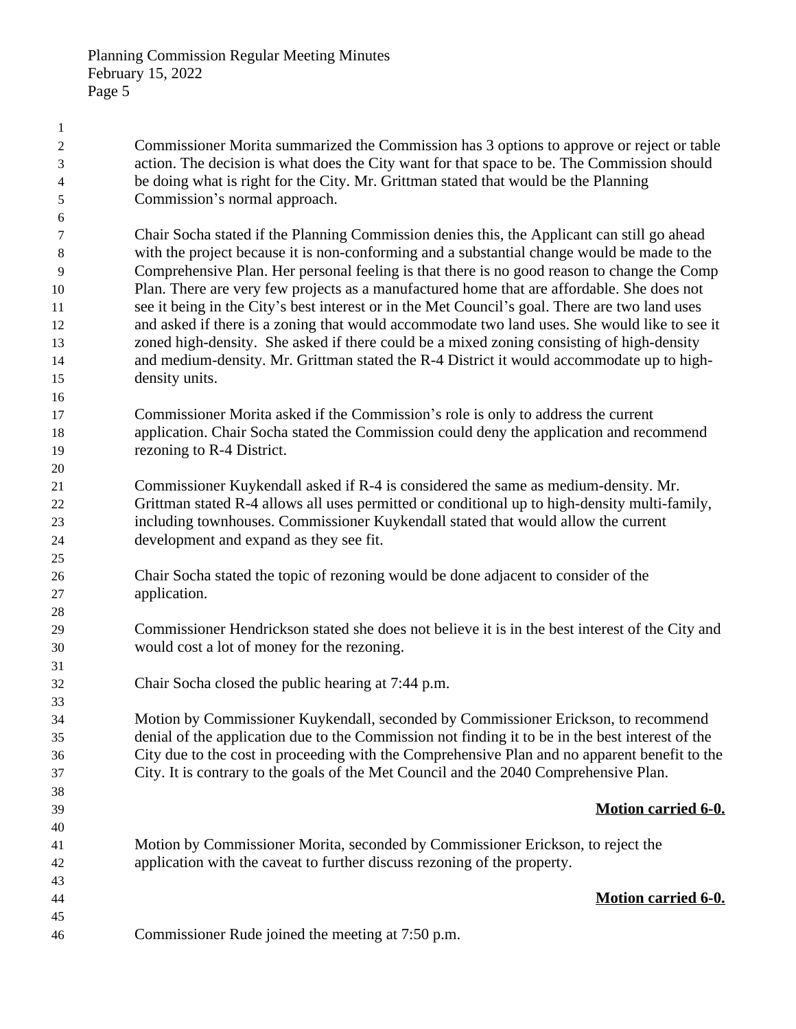Commissioner Morita summarized the Commission has 3 options to approve or reject or table action. The decision is what does the City want for that space to be. The Commission should be doing what is right for the City. Mr. Grittman stated that would be the Planning Commission's normal approach.

Chair Socha stated if the Planning Commission denies this, the Applicant can still go ahead with the project because it is non-conforming and a substantial change would be made to the Comprehensive Plan. Her personal feeling is that there is no good reason to change the Comp Plan. There are very few projects as a manufactured home that are affordable. She does not see it being in the City's best interest or in the Met Council's goal. There are two land uses and asked if there is a zoning that would accommodate two land uses. She would like to see it zoned high-density. She asked if there could be a mixed zoning consisting of high-density and medium-density. Mr. Grittman stated the R-4 District it would accommodate up to high-density units.

Commissioner Morita asked if the Commission's role is only to address the current application. Chair Socha stated the Commission could deny the application and recommend rezoning to R-4 District.

Commissioner Kuykendall asked if R-4 is considered the same as medium-density. Mr. Grittman stated R-4 allows all uses permitted or conditional up to high-density multi-family, including townhouses. Commissioner Kuykendall stated that would allow the current development and expand as they see fit.

Chair Socha stated the topic of rezoning would be done adjacent to consider of the application.

Commissioner Hendrickson stated she does not believe it is in the best interest of the City and would cost a lot of money for the rezoning.

Chair Socha closed the public hearing at 7:44 p.m.

Motion by Commissioner Kuykendall, seconded by Commissioner Erickson, to recommend denial of the application due to the Commission not finding it to be in the best interest of the City due to the cost in proceeding with the Comprehensive Plan and no apparent benefit to the City. It is contrary to the goals of the Met Council and the 2040 Comprehensive Plan.

**Motion carried 6-0.**

Motion by Commissioner Morita, seconded by Commissioner Erickson, to reject the application with the caveat to further discuss rezoning of the property.

**Motion carried 6-0.**

Commissioner Rude joined the meeting at 7:50 p.m.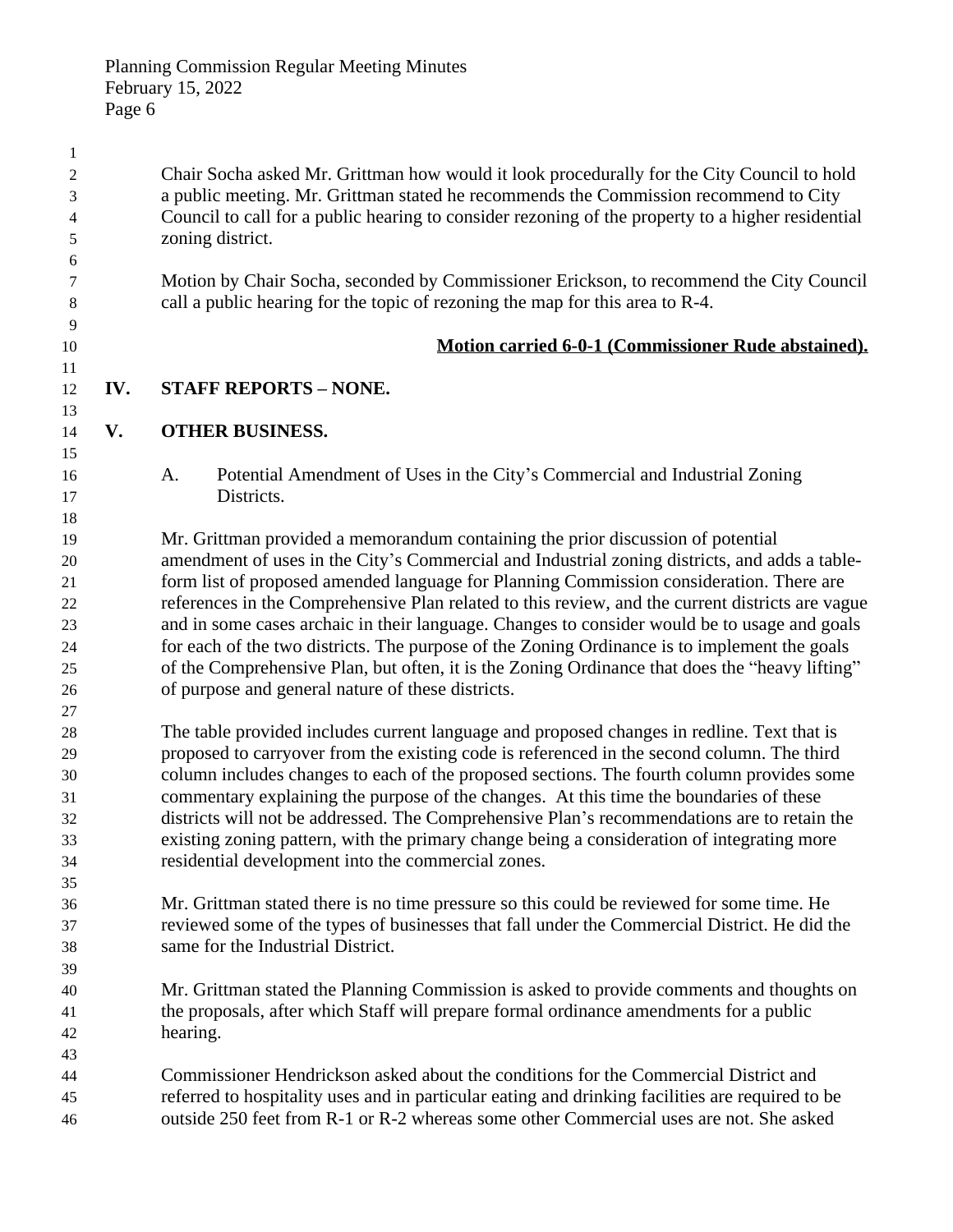Chair Socha asked Mr. Grittman how would it look procedurally for the City Council to hold a public meeting. Mr. Grittman stated he recommends the Commission recommend to City Council to call for a public hearing to consider rezoning of the property to a higher residential zoning district.

Motion by Chair Socha, seconded by Commissioner Erickson, to recommend the City Council call a public hearing for the topic of rezoning the map for this area to R-4.

**Motion carried 6-0-1 (Commissioner Rude abstained).**

## IV. STAFF REPORTS – NONE.

## V. OTHER BUSINESS.

A. Potential Amendment of Uses in the City's Commercial and Industrial Zoning Districts.

Mr. Grittman provided a memorandum containing the prior discussion of potential amendment of uses in the City's Commercial and Industrial zoning districts, and adds a table-form list of proposed amended language for Planning Commission consideration. There are references in the Comprehensive Plan related to this review, and the current districts are vague and in some cases archaic in their language. Changes to consider would be to usage and goals for each of the two districts. The purpose of the Zoning Ordinance is to implement the goals of the Comprehensive Plan, but often, it is the Zoning Ordinance that does the "heavy lifting" of purpose and general nature of these districts.

The table provided includes current language and proposed changes in redline. Text that is proposed to carryover from the existing code is referenced in the second column. The third column includes changes to each of the proposed sections. The fourth column provides some commentary explaining the purpose of the changes. At this time the boundaries of these districts will not be addressed. The Comprehensive Plan's recommendations are to retain the existing zoning pattern, with the primary change being a consideration of integrating more residential development into the commercial zones.

Mr. Grittman stated there is no time pressure so this could be reviewed for some time. He reviewed some of the types of businesses that fall under the Commercial District. He did the same for the Industrial District.

Mr. Grittman stated the Planning Commission is asked to provide comments and thoughts on the proposals, after which Staff will prepare formal ordinance amendments for a public hearing.

Commissioner Hendrickson asked about the conditions for the Commercial District and referred to hospitality uses and in particular eating and drinking facilities are required to be outside 250 feet from R-1 or R-2 whereas some other Commercial uses are not. She asked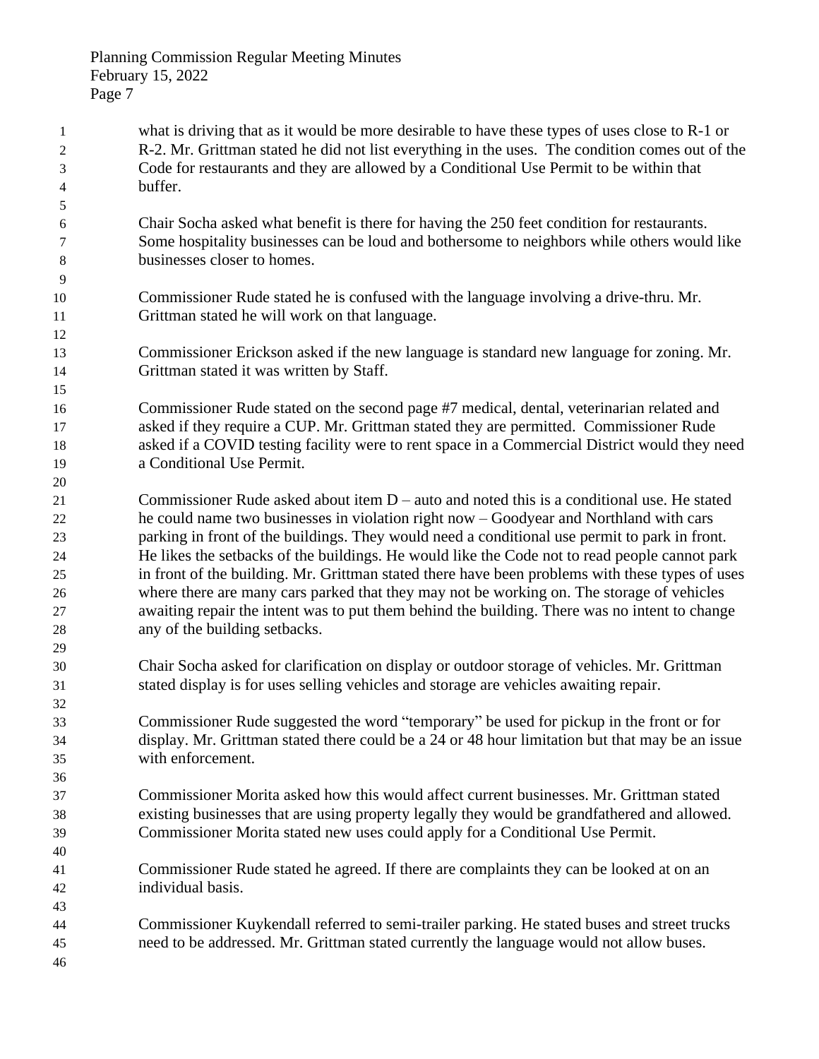what is driving that as it would be more desirable to have these types of uses close to R-1 or R-2. Mr. Grittman stated he did not list everything in the uses. The condition comes out of the Code for restaurants and they are allowed by a Conditional Use Permit to be within that buffer.

Chair Socha asked what benefit is there for having the 250 feet condition for restaurants. Some hospitality businesses can be loud and bothersome to neighbors while others would like businesses closer to homes.

Commissioner Rude stated he is confused with the language involving a drive-thru. Mr. Grittman stated he will work on that language.

Commissioner Erickson asked if the new language is standard new language for zoning. Mr. Grittman stated it was written by Staff.

Commissioner Rude stated on the second page #7 medical, dental, veterinarian related and asked if they require a CUP. Mr. Grittman stated they are permitted. Commissioner Rude asked if a COVID testing facility were to rent space in a Commercial District would they need a Conditional Use Permit.

Commissioner Rude asked about item D – auto and noted this is a conditional use. He stated he could name two businesses in violation right now – Goodyear and Northland with cars parking in front of the buildings. They would need a conditional use permit to park in front. He likes the setbacks of the buildings. He would like the Code not to read people cannot park in front of the building. Mr. Grittman stated there have been problems with these types of uses where there are many cars parked that they may not be working on. The storage of vehicles awaiting repair the intent was to put them behind the building. There was no intent to change any of the building setbacks.

Chair Socha asked for clarification on display or outdoor storage of vehicles. Mr. Grittman stated display is for uses selling vehicles and storage are vehicles awaiting repair.

Commissioner Rude suggested the word "temporary" be used for pickup in the front or for display. Mr. Grittman stated there could be a 24 or 48 hour limitation but that may be an issue with enforcement.

Commissioner Morita asked how this would affect current businesses. Mr. Grittman stated existing businesses that are using property legally they would be grandfathered and allowed. Commissioner Morita stated new uses could apply for a Conditional Use Permit.

Commissioner Rude stated he agreed. If there are complaints they can be looked at on an individual basis.

Commissioner Kuykendall referred to semi-trailer parking. He stated buses and street trucks need to be addressed. Mr. Grittman stated currently the language would not allow buses.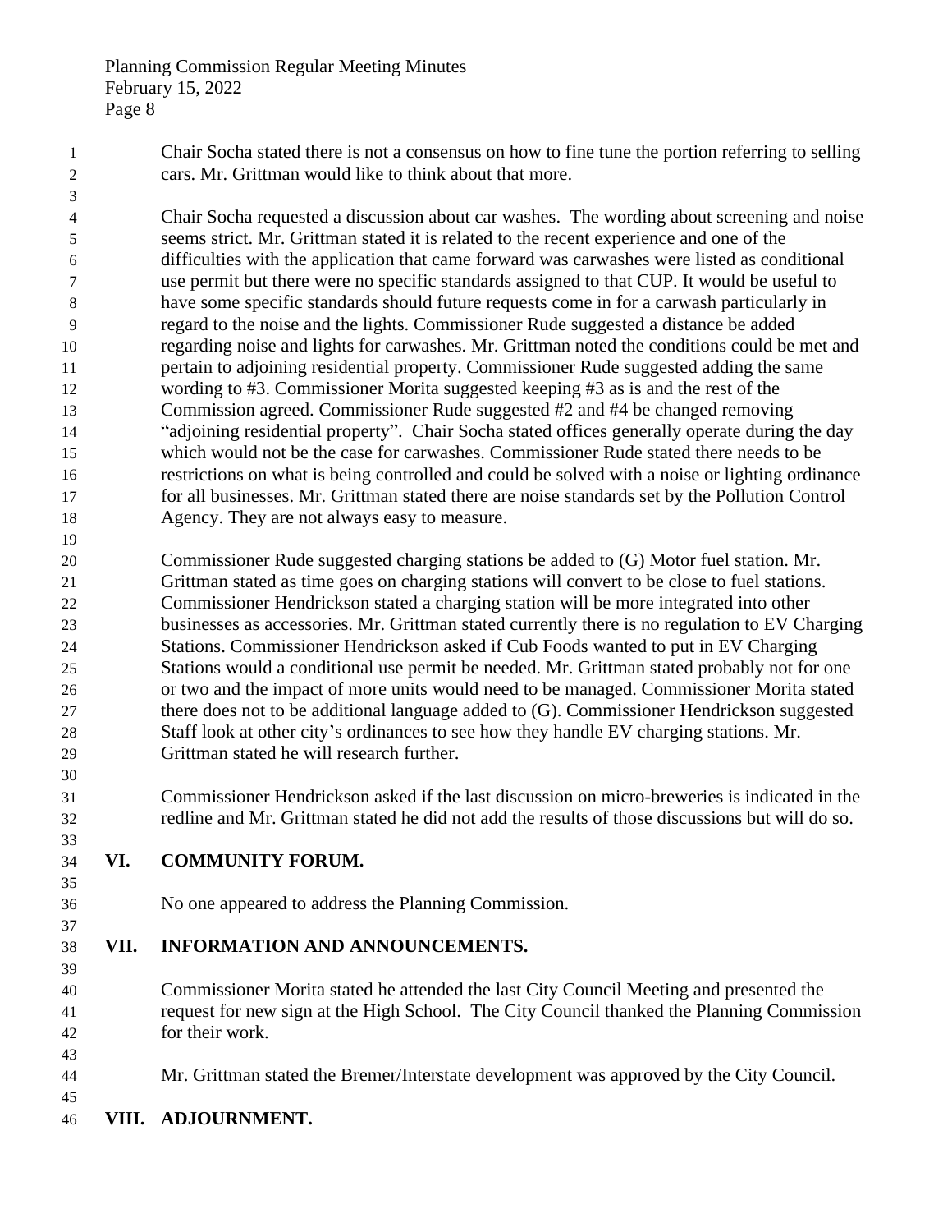Chair Socha stated there is not a consensus on how to fine tune the portion referring to selling cars. Mr. Grittman would like to think about that more.

Chair Socha requested a discussion about car washes. The wording about screening and noise seems strict. Mr. Grittman stated it is related to the recent experience and one of the difficulties with the application that came forward was carwashes were listed as conditional use permit but there were no specific standards assigned to that CUP. It would be useful to have some specific standards should future requests come in for a carwash particularly in regard to the noise and the lights. Commissioner Rude suggested a distance be added regarding noise and lights for carwashes. Mr. Grittman noted the conditions could be met and pertain to adjoining residential property. Commissioner Rude suggested adding the same wording to #3. Commissioner Morita suggested keeping #3 as is and the rest of the Commission agreed. Commissioner Rude suggested #2 and #4 be changed removing "adjoining residential property". Chair Socha stated offices generally operate during the day which would not be the case for carwashes. Commissioner Rude stated there needs to be restrictions on what is being controlled and could be solved with a noise or lighting ordinance for all businesses. Mr. Grittman stated there are noise standards set by the Pollution Control Agency. They are not always easy to measure.

Commissioner Rude suggested charging stations be added to (G) Motor fuel station. Mr. Grittman stated as time goes on charging stations will convert to be close to fuel stations. Commissioner Hendrickson stated a charging station will be more integrated into other businesses as accessories. Mr. Grittman stated currently there is no regulation to EV Charging Stations. Commissioner Hendrickson asked if Cub Foods wanted to put in EV Charging Stations would a conditional use permit be needed. Mr. Grittman stated probably not for one or two and the impact of more units would need to be managed. Commissioner Morita stated there does not to be additional language added to (G). Commissioner Hendrickson suggested Staff look at other city's ordinances to see how they handle EV charging stations. Mr. Grittman stated he will research further.

Commissioner Hendrickson asked if the last discussion on micro-breweries is indicated in the redline and Mr. Grittman stated he did not add the results of those discussions but will do so.

## VI. COMMUNITY FORUM.

No one appeared to address the Planning Commission.

## VII. INFORMATION AND ANNOUNCEMENTS.

Commissioner Morita stated he attended the last City Council Meeting and presented the request for new sign at the High School. The City Council thanked the Planning Commission for their work.

Mr. Grittman stated the Bremer/Interstate development was approved by the City Council.

## VIII. ADJOURNMENT.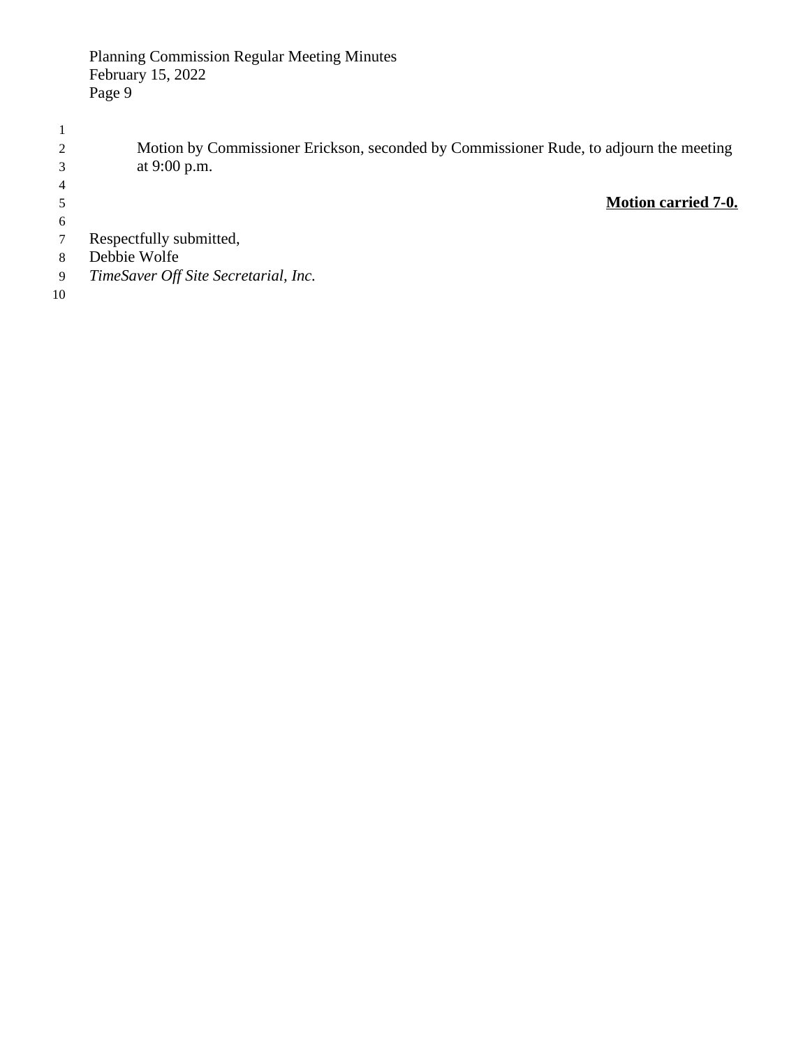Motion by Commissioner Erickson, seconded by Commissioner Rude, to adjourn the meeting at 9:00 p.m.

**Motion carried 7-0.**

Respectfully submitted,
Debbie Wolfe
*TimeSaver Off Site Secretarial, Inc.*